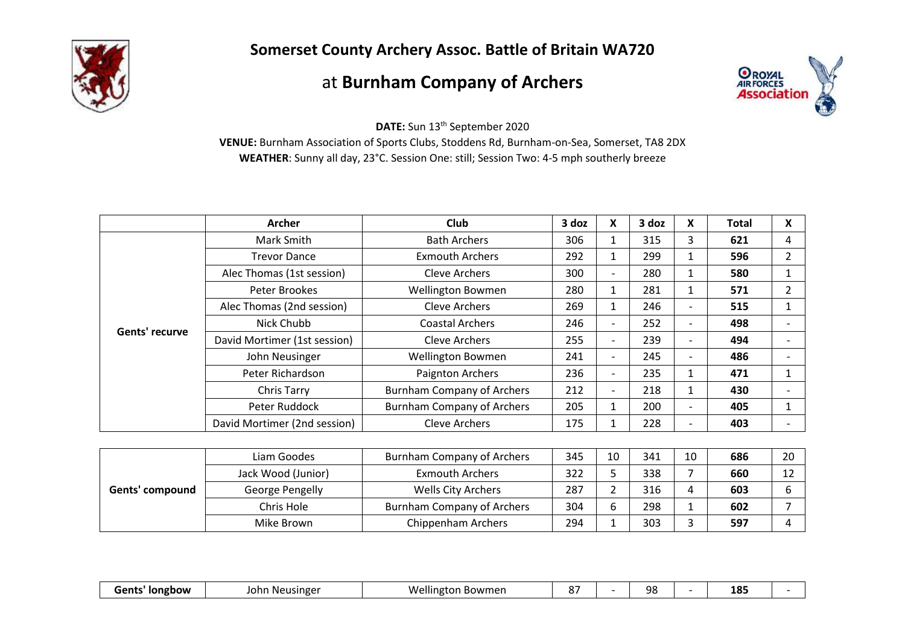# Somerset County Archery Assoc. Battle of Britain WA720

## at **Burnham Company of Archers**

**DATE:** Sun 13th September 2020

**VENUE:** Burnham Association of Sports Clubs, Stoddens Rd, Burnham-on-Sea, Somerset, TA8 2DX

**WEATHER**: Sunny all day, 23°C. Session One: still; Session Two: 4-5 mph southerly breeze

| | Archer | Club | 3 doz | X | 3 doz | X | Total | X |
|---|---|---|---|---|---|---|---|---|
| **Gents' recurve** | Mark Smith | Bath Archers | 306 | 1 | 315 | 3 | **621** | 4 |
| | Trevor Dance | Exmouth Archers | 292 | 1 | 299 | 1 | **596** | 2 |
| | Alec Thomas (1st session) | Cleve Archers | 300 | - | 280 | 1 | **580** | 1 |
| | Peter Brookes | Wellington Bowmen | 280 | 1 | 281 | 1 | **571** | 2 |
| | Alec Thomas (2nd session) | Cleve Archers | 269 | 1 | 246 | - | **515** | 1 |
| | Nick Chubb | Coastal Archers | 246 | - | 252 | - | **498** | - |
| | David Mortimer (1st session) | Cleve Archers | 255 | - | 239 | - | **494** | - |
| | John Neusinger | Wellington Bowmen | 241 | - | 245 | - | **486** | - |
| | Peter Richardson | Paignton Archers | 236 | - | 235 | 1 | **471** | 1 |
| | Chris Tarry | Burnham Company of Archers | 212 | - | 218 | 1 | **430** | - |
| | Peter Ruddock | Burnham Company of Archers | 205 | 1 | 200 | - | **405** | 1 |
| | David Mortimer (2nd session) | Cleve Archers | 175 | 1 | 228 | - | **403** | - |
| **Gents' compound** | Liam Goodes | Burnham Company of Archers | 345 | 10 | 341 | 10 | **686** | 20 |
| | Jack Wood (Junior) | Exmouth Archers | 322 | 5 | 338 | 7 | **660** | 12 |
| | George Pengelly | Wells City Archers | 287 | 2 | 316 | 4 | **603** | 6 |
| | Chris Hole | Burnham Company of Archers | 304 | 6 | 298 | 1 | **602** | 7 |
| | Mike Brown | Chippenham Archers | 294 | 1 | 303 | 3 | **597** | 4 |
| **Gents' longbow** | John Neusinger | Wellington Bowmen | 87 | - | 98 | - | **185** | - |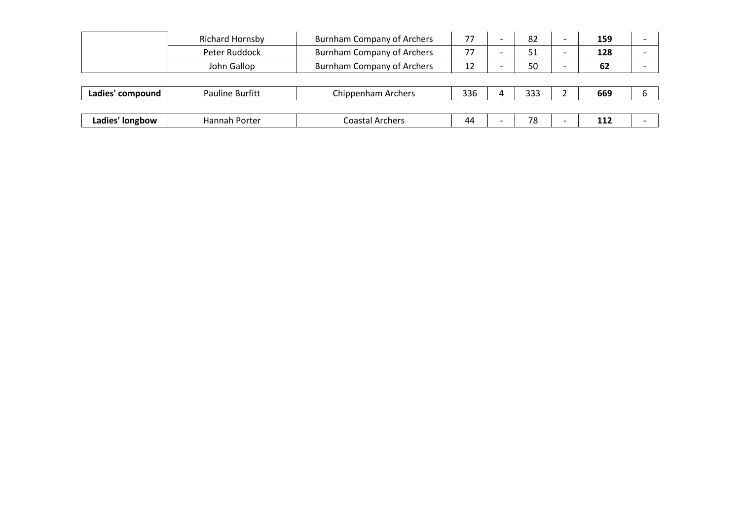| | | | | | | | | |
|---|---|---|---|---|---|---|---|---|
| | Richard Hornsby | Burnham Company of Archers | 77 | - | 82 | - | **159** | - |
| | Peter Ruddock | Burnham Company of Archers | 77 | - | 51 | - | **128** | - |
| | John Gallop | Burnham Company of Archers | 12 | - | 50 | - | **62** | - |
| **Ladies' compound** | Pauline Burfitt | Chippenham Archers | 336 | 4 | 333 | 2 | **669** | 6 |
| **Ladies' longbow** | Hannah Porter | Coastal Archers | 44 | - | 78 | - | **112** | - |